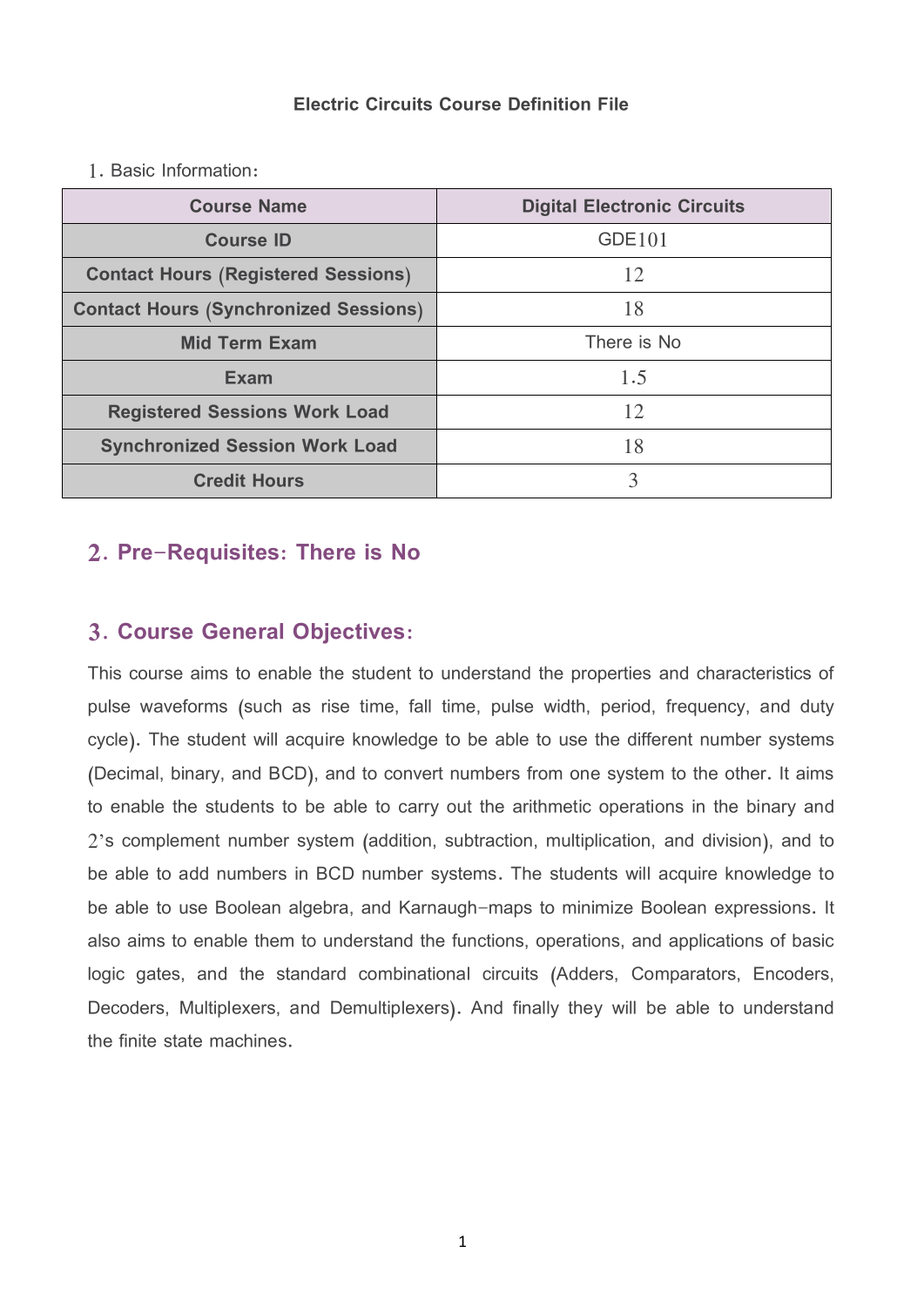**Electric Circuits Course Definition File**

1. Basic Information:

| Course Name | Digital Electronic Circuits |
|---|---|
| Course ID | GDE101 |
| Contact Hours (Registered Sessions) | 12 |
| Contact Hours (Synchronized Sessions) | 18 |
| Mid Term Exam | There is No |
| Exam | 1.5 |
| Registered Sessions Work Load | 12 |
| Synchronized Session Work Load | 18 |
| Credit Hours | 3 |

## 2. Pre-Requisites: There is No

## 3. Course General Objectives:

This course aims to enable the student to understand the properties and characteristics of pulse waveforms (such as rise time, fall time, pulse width, period, frequency, and duty cycle). The student will acquire knowledge to be able to use the different number systems (Decimal, binary, and BCD), and to convert numbers from one system to the other. It aims to enable the students to be able to carry out the arithmetic operations in the binary and 2's complement number system (addition, subtraction, multiplication, and division), and to be able to add numbers in BCD number systems. The students will acquire knowledge to be able to use Boolean algebra, and Karnaugh-maps to minimize Boolean expressions. It also aims to enable them to understand the functions, operations, and applications of basic logic gates, and the standard combinational circuits (Adders, Comparators, Encoders, Decoders, Multiplexers, and Demultiplexers). And finally they will be able to understand the finite state machines.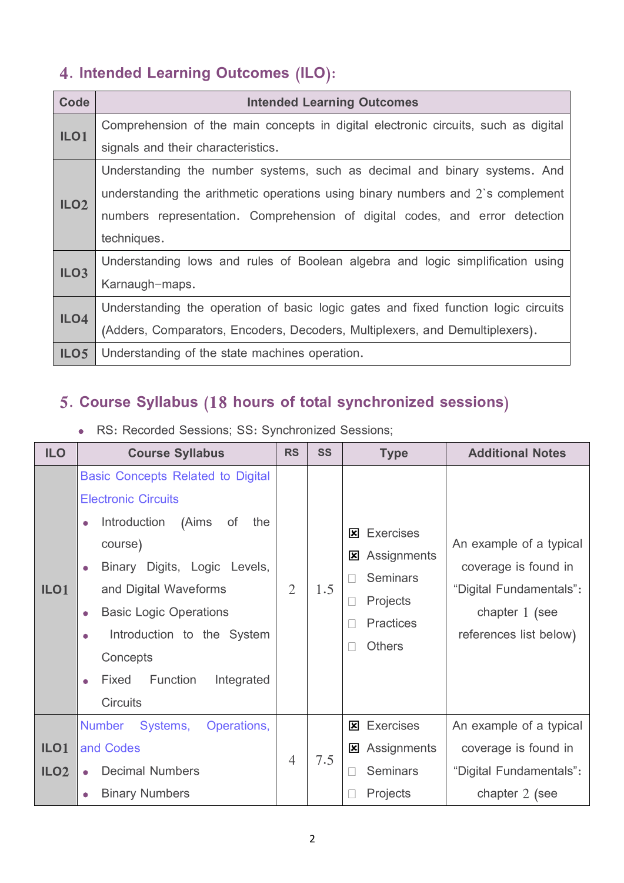## 4. Intended Learning Outcomes (ILO):

| Code | Intended Learning Outcomes |
|---|---|
| ILO1 | Comprehension of the main concepts in digital electronic circuits, such as digital signals and their characteristics. |
| ILO2 | Understanding the number systems, such as decimal and binary systems. And understanding the arithmetic operations using binary numbers and 2`s complement numbers representation. Comprehension of digital codes, and error detection techniques. |
| ILO3 | Understanding lows and rules of Boolean algebra and logic simplification using Karnaugh-maps. |
| ILO4 | Understanding the operation of basic logic gates and fixed function logic circuits (Adders, Comparators, Encoders, Decoders, Multiplexers, and Demultiplexers). |
| ILO5 | Understanding of the state machines operation. |

## 5. Course Syllabus (18 hours of total synchronized sessions)

- RS: Recorded Sessions; SS: Synchronized Sessions;

| ILO | Course Syllabus | RS | SS | Type | Additional Notes |
|---|---|---|---|---|---|
| ILO1 | Basic Concepts Related to Digital Electronic Circuits<br>• Introduction (Aims of the course)<br>• Binary Digits, Logic Levels, and Digital Waveforms<br>• Basic Logic Operations<br>• Introduction to the System Concepts<br>• Fixed Function Integrated Circuits | 2 | 1.5 | ☒ Exercises<br>☒ Assignments<br>☐ Seminars<br>☐ Projects<br>☐ Practices<br>☐ Others | An example of a typical coverage is found in "Digital Fundamentals": chapter 1 (see references list below) |
| ILO1<br>ILO2 | Number Systems, Operations, and Codes<br>• Decimal Numbers<br>• Binary Numbers | 4 | 7.5 | ☒ Exercises<br>☒ Assignments<br>☐ Seminars<br>☐ Projects | An example of a typical coverage is found in "Digital Fundamentals": chapter 2 (see |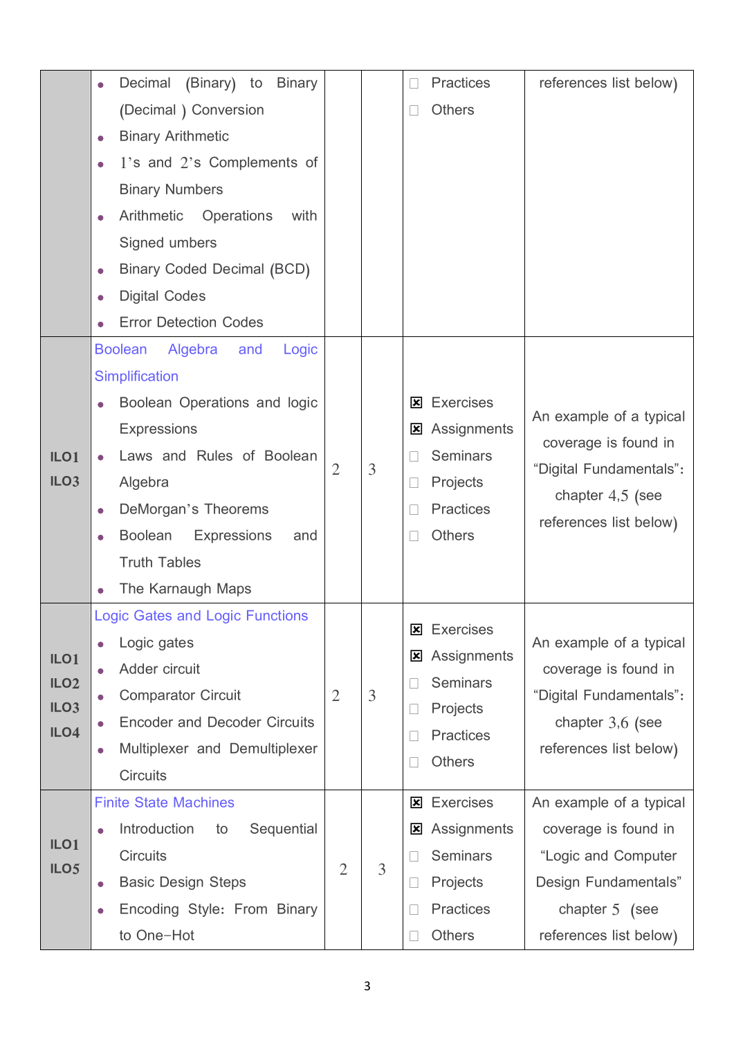| | | | | | |
|---|---|---|---|---|---|
| | • Decimal (Binary) to Binary (Decimal ) Conversion<br>• Binary Arithmetic<br>• 1's and 2's Complements of Binary Numbers<br>• Arithmetic Operations with Signed umbers<br>• Binary Coded Decimal (BCD)<br>• Digital Codes<br>• Error Detection Codes | | | ☐ Practices<br>☐ Others | references list below) |
| ILO1<br>ILO3 | Boolean Algebra and Logic Simplification<br>• Boolean Operations and logic Expressions<br>• Laws and Rules of Boolean Algebra<br>• DeMorgan's Theorems<br>• Boolean Expressions and Truth Tables<br>• The Karnaugh Maps | 2 | 3 | ☒ Exercises<br>☒ Assignments<br>☐ Seminars<br>☐ Projects<br>☐ Practices<br>☐ Others | An example of a typical coverage is found in "Digital Fundamentals": chapter 4,5 (see references list below) |
| ILO1<br>ILO2<br>ILO3<br>ILO4 | Logic Gates and Logic Functions<br>• Logic gates<br>• Adder circuit<br>• Comparator Circuit<br>• Encoder and Decoder Circuits<br>• Multiplexer and Demultiplexer Circuits | 2 | 3 | ☒ Exercises<br>☒ Assignments<br>☐ Seminars<br>☐ Projects<br>☐ Practices<br>☐ Others | An example of a typical coverage is found in "Digital Fundamentals": chapter 3,6 (see references list below) |
| ILO1<br>ILO5 | Finite State Machines<br>• Introduction to Sequential Circuits<br>• Basic Design Steps<br>• Encoding Style: From Binary to One-Hot | 2 | 3 | ☒ Exercises<br>☒ Assignments<br>☐ Seminars<br>☐ Projects<br>☐ Practices<br>☐ Others | An example of a typical coverage is found in "Logic and Computer Design Fundamentals" chapter 5 (see references list below) |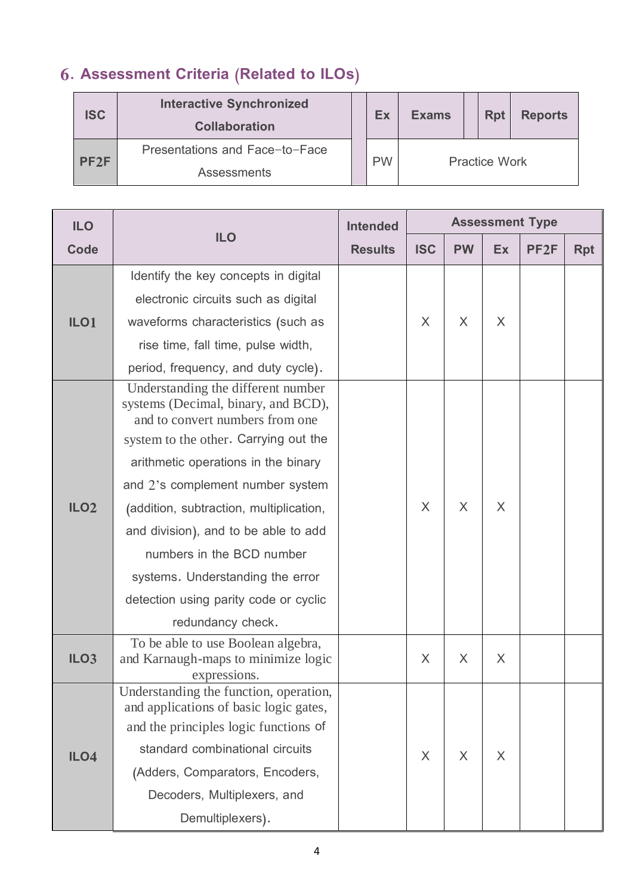## 6. Assessment Criteria (Related to ILOs)

| ISC | Interactive Synchronized Collaboration | | Ex | Exams | | Rpt | Reports |
|---|---|---|---|---|---|---|---|
| PF2F | Presentations and Face-to-Face Assessments | | PW | Practice Work | | | |

| ILO Code | ILO | Intended Results | Assessment Type | | | | |
|---|---|---|---|---|---|---|---|
| | | | ISC | PW | Ex | PF2F | Rpt |
| ILO1 | Identify the key concepts in digital electronic circuits such as digital waveforms characteristics (such as rise time, fall time, pulse width, period, frequency, and duty cycle). | | X | X | X | | |
| ILO2 | Understanding the different number systems (Decimal, binary, and BCD), and to convert numbers from one system to the other. Carrying out the arithmetic operations in the binary and 2's complement number system (addition, subtraction, multiplication, and division), and to be able to add numbers in the BCD number systems. Understanding the error detection using parity code or cyclic redundancy check. | | X | X | X | | |
| ILO3 | To be able to use Boolean algebra, and Karnaugh-maps to minimize logic expressions. | | X | X | X | | |
| ILO4 | Understanding the function, operation, and applications of basic logic gates, and the principles logic functions of standard combinational circuits (Adders, Comparators, Encoders, Decoders, Multiplexers, and Demultiplexers). | | X | X | X | | |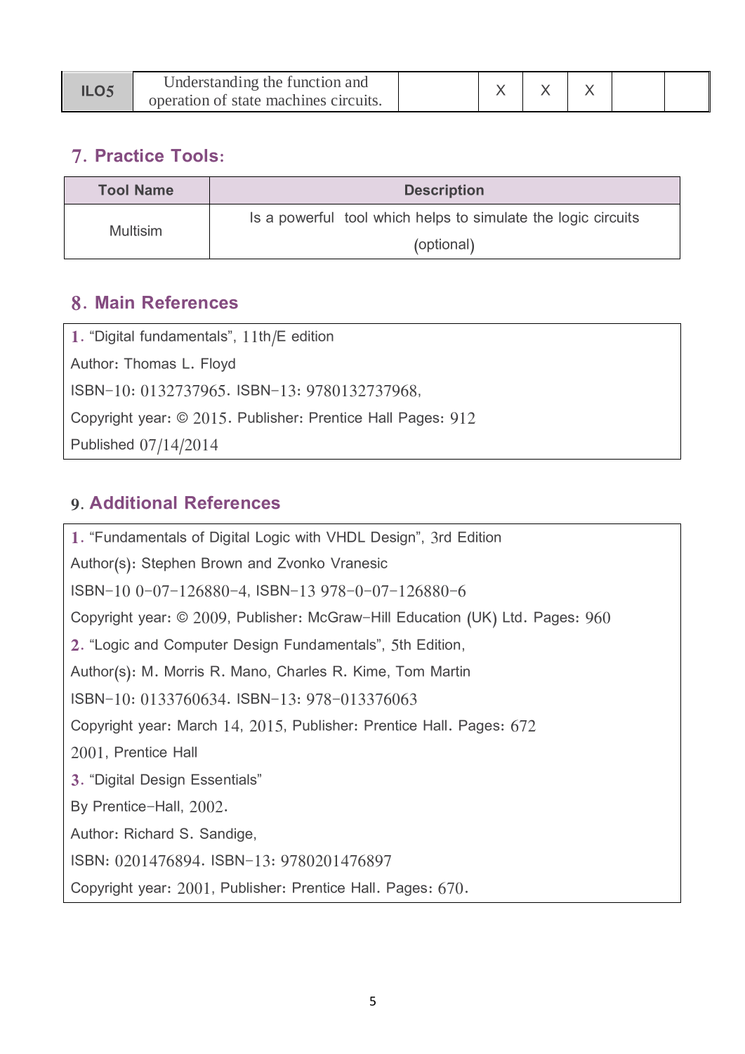| | | | | | | | |
|---|---|---|---|---|---|---|---|
| **ILO5** | Understanding the function and operation of state machines circuits. | | X | X | X | | |

## 7. Practice Tools:

| Tool Name | Description |
|---|---|
| Multisim | Is a powerful tool which helps to simulate the logic circuits (optional) |

## 8. Main References

1. "Digital fundamentals", 11th/E edition
Author: Thomas L. Floyd
ISBN-10: 0132737965. ISBN-13: 9780132737968,
Copyright year: © 2015. Publisher: Prentice Hall Pages: 912
Published 07/14/2014

## 9. Additional References

1. "Fundamentals of Digital Logic with VHDL Design", 3rd Edition
Author(s): Stephen Brown and Zvonko Vranesic
ISBN-10 0-07-126880-4, ISBN-13 978-0-07-126880-6
Copyright year: © 2009, Publisher: McGraw-Hill Education (UK) Ltd. Pages: 960
2. "Logic and Computer Design Fundamentals", 5th Edition,
Author(s): M. Morris R. Mano, Charles R. Kime, Tom Martin
ISBN-10: 0133760634. ISBN-13: 978-013376063
Copyright year: March 14, 2015, Publisher: Prentice Hall. Pages: 672
2001, Prentice Hall
3. "Digital Design Essentials"
By Prentice-Hall, 2002.
Author: Richard S. Sandige,
ISBN: 0201476894. ISBN-13: 9780201476897
Copyright year: 2001, Publisher: Prentice Hall. Pages: 670.